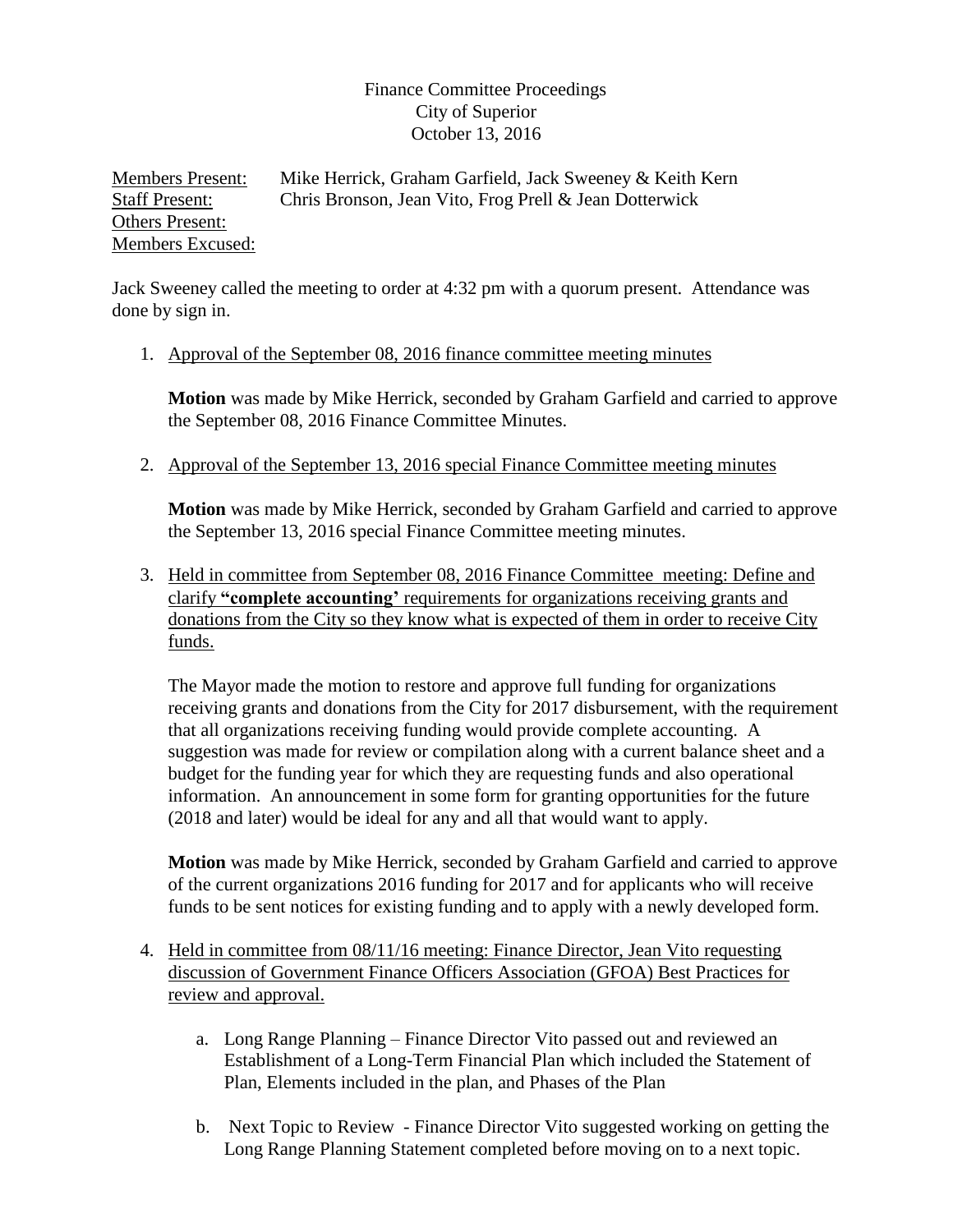Finance Committee Proceedings
City of Superior
October 13, 2016

<u>Members Present:</u> Mike Herrick, Graham Garfield, Jack Sweeney & Keith Kern
<u>Staff Present:</u> Chris Bronson, Jean Vito, Frog Prell & Jean Dotterwick
<u>Others Present:</u>
<u>Members Excused:</u>

Jack Sweeney called the meeting to order at 4:32 pm with a quorum present. Attendance was done by sign in.

1. <u>Approval of the September 08, 2016 finance committee meeting minutes</u>

   **Motion** was made by Mike Herrick, seconded by Graham Garfield and carried to approve the September 08, 2016 Finance Committee Minutes.

2. <u>Approval of the September 13, 2016 special Finance Committee meeting minutes</u>

   **Motion** was made by Mike Herrick, seconded by Graham Garfield and carried to approve the September 13, 2016 special Finance Committee meeting minutes.

3. <u>Held in committee from September 08, 2016 Finance Committee meeting: Define and clarify **"complete accounting'** requirements for organizations receiving grants and donations from the City so they know what is expected of them in order to receive City funds.</u>

   The Mayor made the motion to restore and approve full funding for organizations receiving grants and donations from the City for 2017 disbursement, with the requirement that all organizations receiving funding would provide complete accounting. A suggestion was made for review or compilation along with a current balance sheet and a budget for the funding year for which they are requesting funds and also operational information. An announcement in some form for granting opportunities for the future (2018 and later) would be ideal for any and all that would want to apply.

   **Motion** was made by Mike Herrick, seconded by Graham Garfield and carried to approve of the current organizations 2016 funding for 2017 and for applicants who will receive funds to be sent notices for existing funding and to apply with a newly developed form.

4. <u>Held in committee from 08/11/16 meeting: Finance Director, Jean Vito requesting discussion of Government Finance Officers Association (GFOA) Best Practices for review and approval.</u>

   a. Long Range Planning – Finance Director Vito passed out and reviewed an Establishment of a Long-Term Financial Plan which included the Statement of Plan, Elements included in the plan, and Phases of the Plan

   b. Next Topic to Review - Finance Director Vito suggested working on getting the Long Range Planning Statement completed before moving on to a next topic.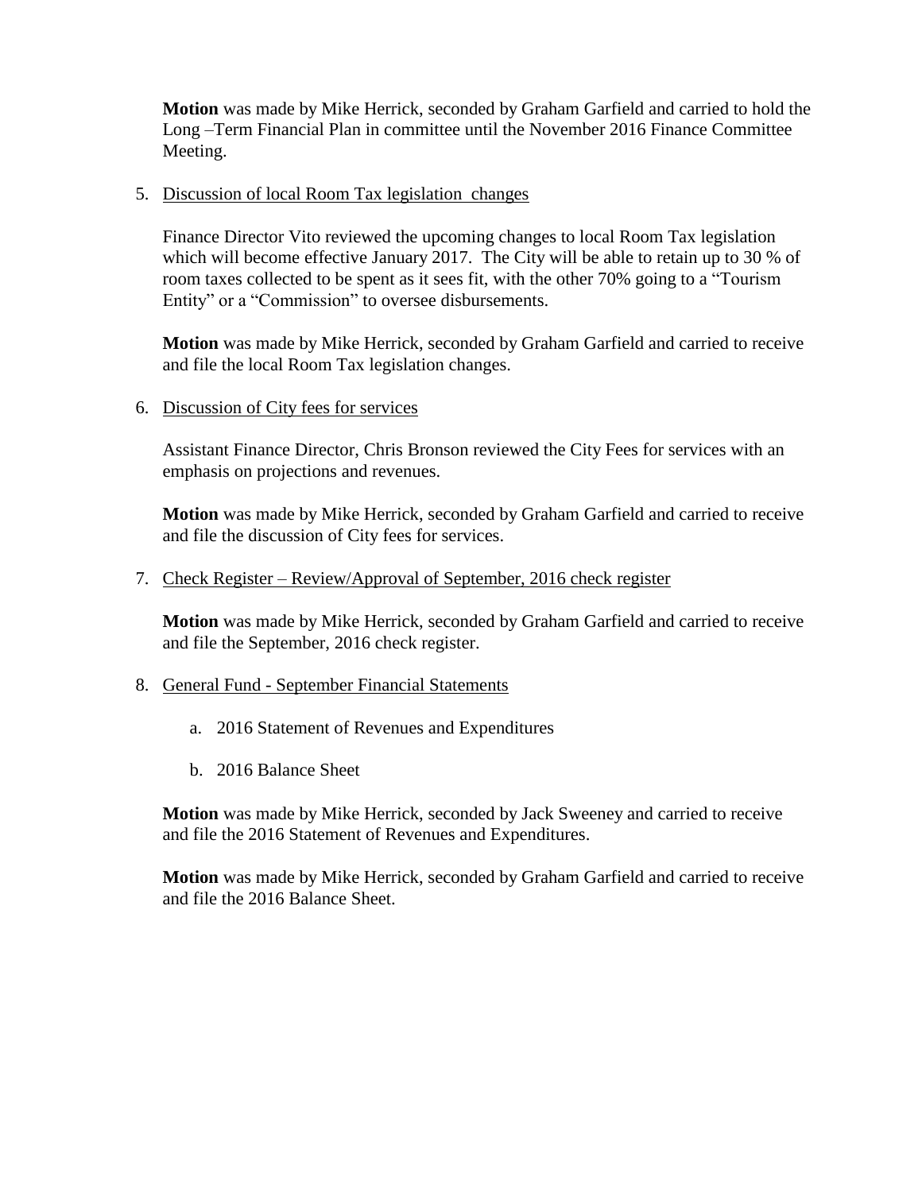**Motion** was made by Mike Herrick, seconded by Graham Garfield and carried to hold the Long –Term Financial Plan in committee until the November 2016 Finance Committee Meeting.

5. Discussion of local Room Tax legislation changes

   Finance Director Vito reviewed the upcoming changes to local Room Tax legislation which will become effective January 2017. The City will be able to retain up to 30 % of room taxes collected to be spent as it sees fit, with the other 70% going to a "Tourism Entity" or a "Commission" to oversee disbursements.

   **Motion** was made by Mike Herrick, seconded by Graham Garfield and carried to receive and file the local Room Tax legislation changes.

6. Discussion of City fees for services

   Assistant Finance Director, Chris Bronson reviewed the City Fees for services with an emphasis on projections and revenues.

   **Motion** was made by Mike Herrick, seconded by Graham Garfield and carried to receive and file the discussion of City fees for services.

7. Check Register – Review/Approval of September, 2016 check register

   **Motion** was made by Mike Herrick, seconded by Graham Garfield and carried to receive and file the September, 2016 check register.

8. General Fund - September Financial Statements

   a. 2016 Statement of Revenues and Expenditures

   b. 2016 Balance Sheet

   **Motion** was made by Mike Herrick, seconded by Jack Sweeney and carried to receive and file the 2016 Statement of Revenues and Expenditures.

   **Motion** was made by Mike Herrick, seconded by Graham Garfield and carried to receive and file the 2016 Balance Sheet.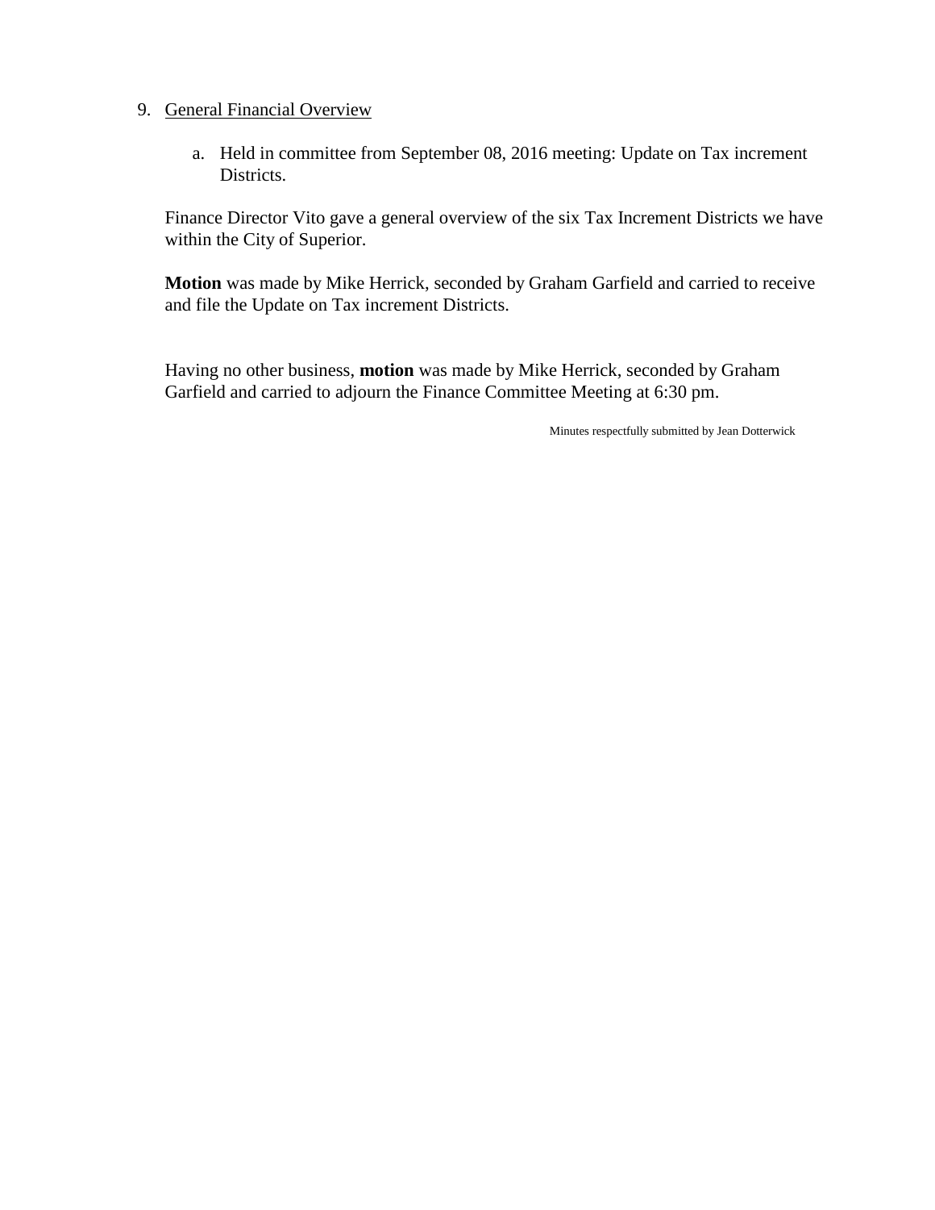9. General Financial Overview

   a. Held in committee from September 08, 2016 meeting: Update on Tax increment Districts.

   Finance Director Vito gave a general overview of the six Tax Increment Districts we have within the City of Superior.

   **Motion** was made by Mike Herrick, seconded by Graham Garfield and carried to receive and file the Update on Tax increment Districts.

   Having no other business, **motion** was made by Mike Herrick, seconded by Graham Garfield and carried to adjourn the Finance Committee Meeting at 6:30 pm.

Minutes respectfully submitted by Jean Dotterwick